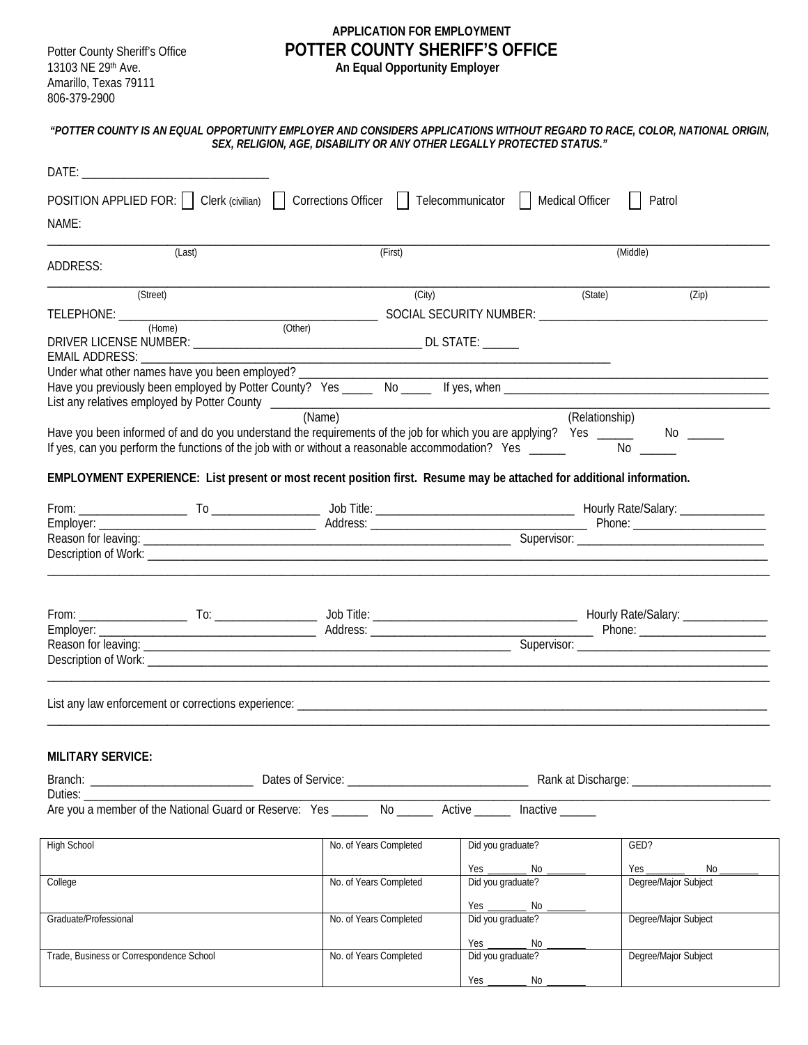Potter County Sheriff's Office
13103 NE 29th Ave.
Amarillo, Texas 79111
806-379-2900

# APPLICATION FOR EMPLOYMENT
# POTTER COUNTY SHERIFF'S OFFICE
**An Equal Opportunity Employer**

***"POTTER COUNTY IS AN EQUAL OPPORTUNITY EMPLOYER AND CONSIDERS APPLICATIONS WITHOUT REGARD TO RACE, COLOR, NATIONAL ORIGIN, SEX, RELIGION, AGE, DISABILITY OR ANY OTHER LEGALLY PROTECTED STATUS."***

DATE: ______________________________

POSITION APPLIED FOR: ☐ Clerk (civilian) ☐ Corrections Officer ☐ Telecommunicator ☐ Medical Officer ☐ Patrol

NAME:

______________________________________________________________________________
(Last) (First) (Middle)

ADDRESS:

______________________________________________________________________________
(Street) (City) (State) (Zip)

TELEPHONE: ______________________________ SOCIAL SECURITY NUMBER: ______________________________
(Home) (Other)

DRIVER LICENSE NUMBER: ______________________________ DL STATE: ______

EMAIL ADDRESS: ______________________________

Under what other names have you been employed? ______________________________

Have you previously been employed by Potter County? Yes _____ No _____ If yes, when ______________________________

List any relatives employed by Potter County ______________________________
(Name) (Relationship)

Have you been informed of and do you understand the requirements of the job for which you are applying? Yes ______ No ______

If yes, can you perform the functions of the job with or without a reasonable accommodation? Yes ______ No ______

**EMPLOYMENT EXPERIENCE: List present or most recent position first. Resume may be attached for additional information.**

From: _______________ To _______________ Job Title: ______________________________ Hourly Rate/Salary: _____________

Employer: ______________________________ Address: ______________________________ Phone: ____________________

Reason for leaving: ______________________________ Supervisor: ______________________________

Description of Work: ______________________________

______________________________________________________________________________

From: _______________ To: _______________ Job Title: ______________________________ Hourly Rate/Salary: _____________

Employer: ______________________________ Address: ______________________________ Phone: ____________________

Reason for leaving: ______________________________ Supervisor: ______________________________

Description of Work: ______________________________

______________________________________________________________________________

List any law enforcement or corrections experience: ______________________________

______________________________________________________________________________

**MILITARY SERVICE:**

Branch: ______________________ Dates of Service: ______________________ Rank at Discharge: ______________________

Duties: ______________________________

Are you a member of the National Guard or Reserve: Yes ______ No ______ Active ______ Inactive ______

| High School | No. of Years Completed | Did you graduate? Yes _______ No _______ | GED? Yes _______ No _______ |
|---|---|---|---|
| College | No. of Years Completed | Did you graduate? Yes _______ No _______ | Degree/Major Subject |
| Graduate/Professional | No. of Years Completed | Did you graduate? Yes _______ No _______ | Degree/Major Subject |
| Trade, Business or Correspondence School | No. of Years Completed | Did you graduate? Yes _______ No _______ | Degree/Major Subject |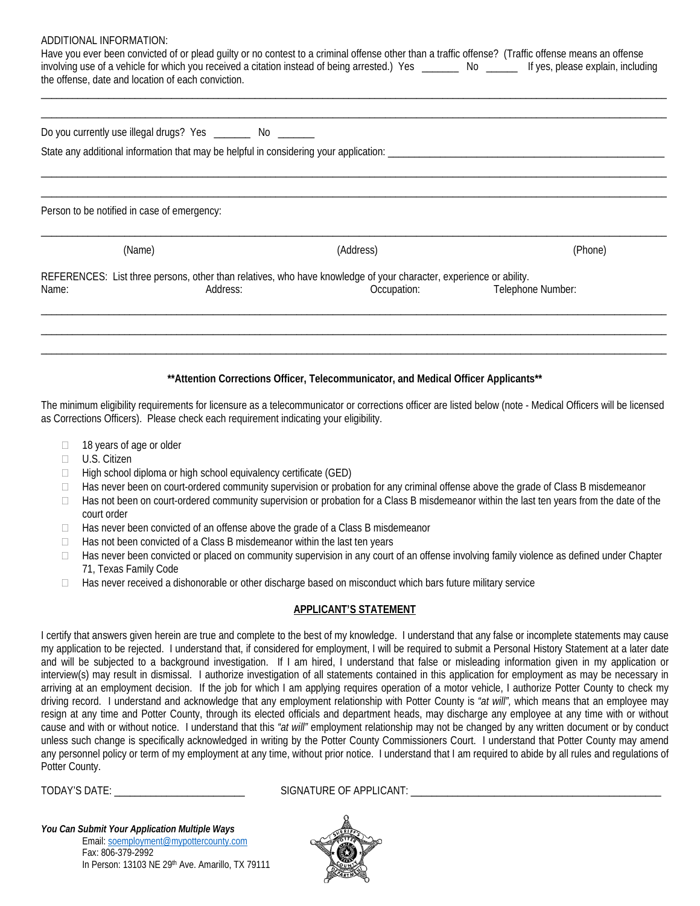ADDITIONAL INFORMATION:

Have you ever been convicted of or plead guilty or no contest to a criminal offense other than a traffic offense? (Traffic offense means an offense involving use of a vehicle for which you received a citation instead of being arrested.) Yes _______ No ______ If yes, please explain, including the offense, date and location of each conviction.

________________________________________________________________________________________________________

________________________________________________________________________________________________________

Do you currently use illegal drugs? Yes _______ No _______

State any additional information that may be helpful in considering your application: ______________________________________________________

________________________________________________________________________________________________________

________________________________________________________________________________________________________

Person to be notified in case of emergency:

________________________________________________________________________________________________________

(Name) (Address) (Phone)

REFERENCES: List three persons, other than relatives, who have knowledge of your character, experience or ability.

Name: Address: Occupation: Telephone Number:

________________________________________________________________________________________________________

________________________________________________________________________________________________________

________________________________________________________________________________________________________

**\*\*Attention Corrections Officer, Telecommunicator, and Medical Officer Applicants\*\***

The minimum eligibility requirements for licensure as a telecommunicator or corrections officer are listed below (note - Medical Officers will be licensed as Corrections Officers). Please check each requirement indicating your eligibility.

- ☐ 18 years of age or older
- ☐ U.S. Citizen
- ☐ High school diploma or high school equivalency certificate (GED)
- ☐ Has never been on court-ordered community supervision or probation for any criminal offense above the grade of Class B misdemeanor
- ☐ Has not been on court-ordered community supervision or probation for a Class B misdemeanor within the last ten years from the date of the court order
- ☐ Has never been convicted of an offense above the grade of a Class B misdemeanor
- ☐ Has not been convicted of a Class B misdemeanor within the last ten years
- ☐ Has never been convicted or placed on community supervision in any court of an offense involving family violence as defined under Chapter 71, Texas Family Code
- ☐ Has never received a dishonorable or other discharge based on misconduct which bars future military service

## APPLICANT'S STATEMENT

I certify that answers given herein are true and complete to the best of my knowledge. I understand that any false or incomplete statements may cause my application to be rejected. I understand that, if considered for employment, I will be required to submit a Personal History Statement at a later date and will be subjected to a background investigation. If I am hired, I understand that false or misleading information given in my application or interview(s) may result in dismissal. I authorize investigation of all statements contained in this application for employment as may be necessary in arriving at an employment decision. If the job for which I am applying requires operation of a motor vehicle, I authorize Potter County to check my driving record. I understand and acknowledge that any employment relationship with Potter County is *"at will",* which means that an employee may resign at any time and Potter County, through its elected officials and department heads, may discharge any employee at any time with or without cause and with or without notice. I understand that this *"at will"* employment relationship may not be changed by any written document or by conduct unless such change is specifically acknowledged in writing by the Potter County Commissioners Court. I understand that Potter County may amend any personnel policy or term of my employment at any time, without prior notice. I understand that I am required to abide by all rules and regulations of Potter County.

TODAY'S DATE: _________________________ SIGNATURE OF APPLICANT: _______________________________________________

***You Can Submit Your Application Multiple Ways***

Email: soemployment@mypottercounty.com
Fax: 806-379-2992
In Person: 13103 NE 29th Ave. Amarillo, TX 79111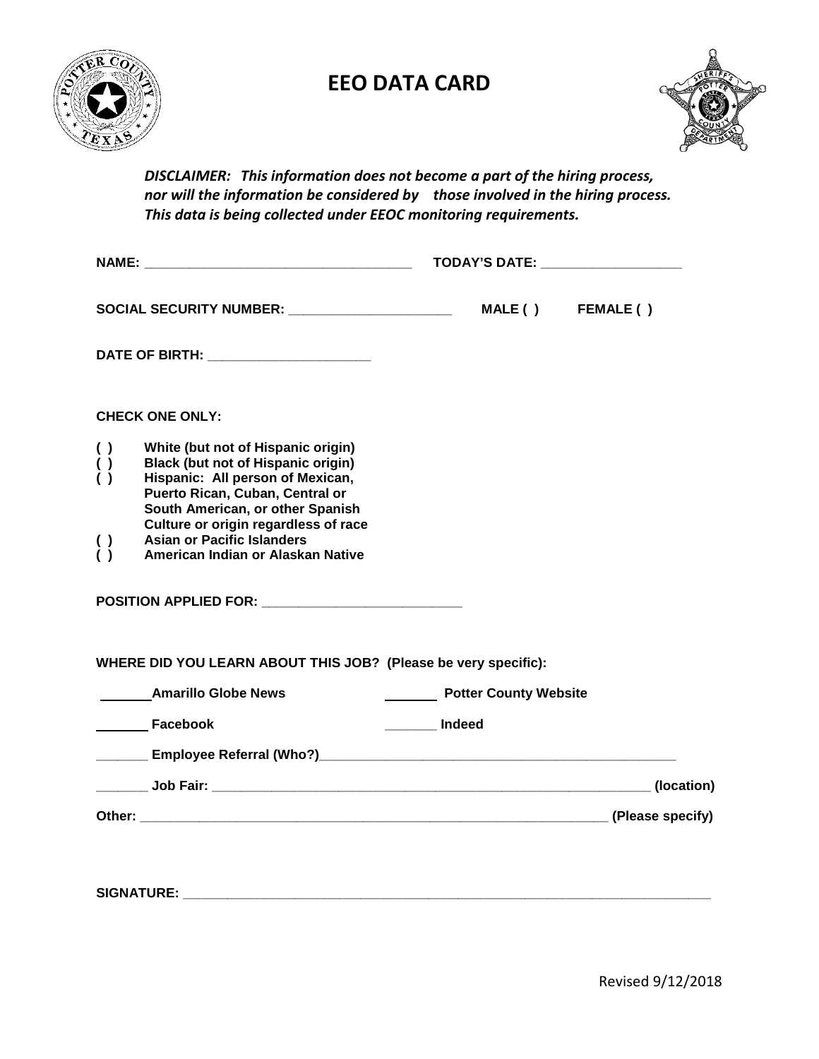# EEO DATA CARD

***DISCLAIMER: This information does not become a part of the hiring process, nor will the information be considered by those involved in the hiring process. This data is being collected under EEOC monitoring requirements.***

**NAME:** ___________________________________ **TODAY'S DATE:** __________________

**SOCIAL SECURITY NUMBER:** _____________________ **MALE ( ) FEMALE ( )**

**DATE OF BIRTH:** _____________________

**CHECK ONE ONLY:**

**( ) White (but not of Hispanic origin)**
**( ) Black (but not of Hispanic origin)**
**( ) Hispanic: All person of Mexican, Puerto Rican, Cuban, Central or South American, or other Spanish Culture or origin regardless of race**
**( ) Asian or Pacific Islanders**
**( ) American Indian or Alaskan Native**

**POSITION APPLIED FOR:** __________________________

**WHERE DID YOU LEARN ABOUT THIS JOB? (Please be very specific):**

_______ **Amarillo Globe News** _______ **Potter County Website**

_______ **Facebook** _______ **Indeed**

_______ **Employee Referral (Who?)**______________________________________________

_______ **Job Fair:** ___________________________________________________________ **(location)**

**Other:** ______________________________________________________________ **(Please specify)**

**SIGNATURE:** ______________________________________________________________________

Revised 9/12/2018